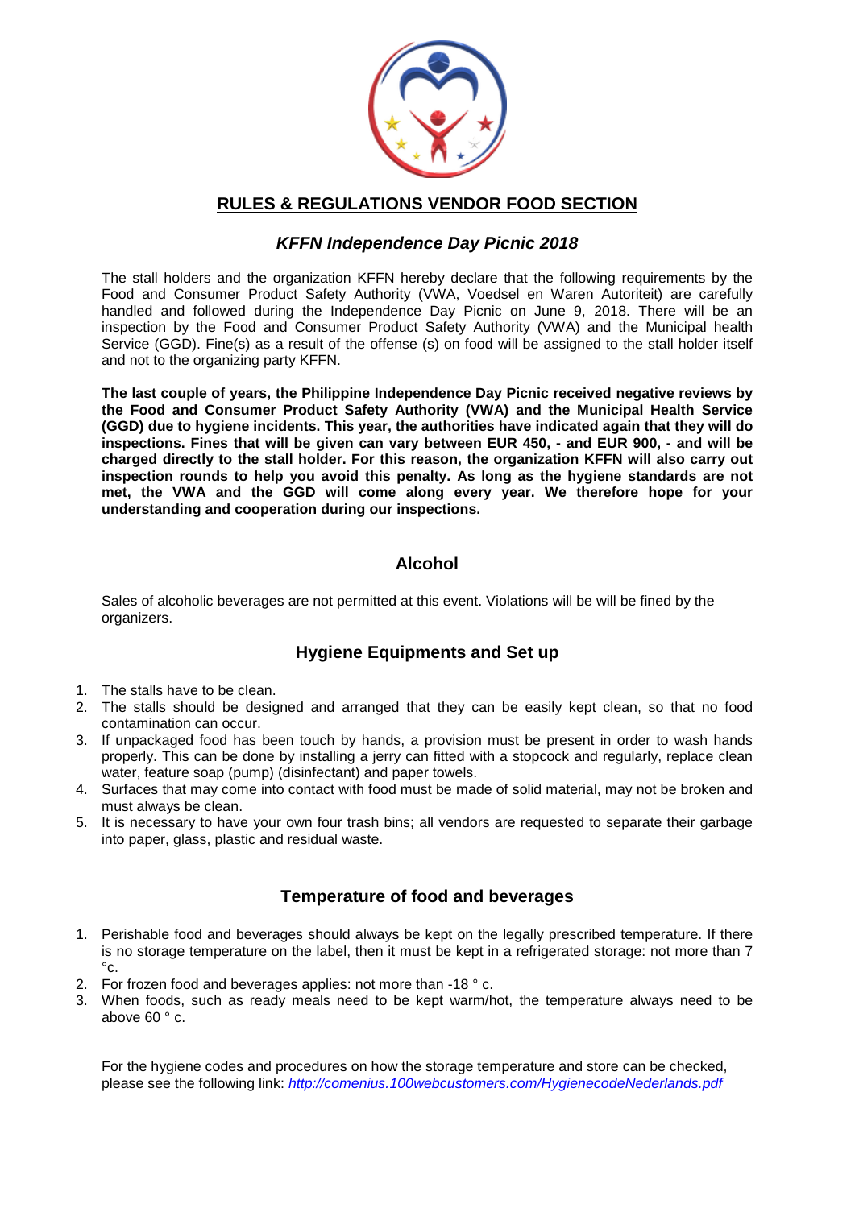# RULES & REGULATIONS VENDOR FOOD SECTION

## *KFFN Independence Day Picnic 2018*

The stall holders and the organization KFFN hereby declare that the following requirements by the Food and Consumer Product Safety Authority (VWA, Voedsel en Waren Autoriteit) are carefully handled and followed during the Independence Day Picnic on June 9, 2018. There will be an inspection by the Food and Consumer Product Safety Authority (VWA) and the Municipal health Service (GGD). Fine(s) as a result of the offense (s) on food will be assigned to the stall holder itself and not to the organizing party KFFN.

**The last couple of years, the Philippine Independence Day Picnic received negative reviews by the Food and Consumer Product Safety Authority (VWA) and the Municipal Health Service (GGD) due to hygiene incidents. This year, the authorities have indicated again that they will do inspections. Fines that will be given can vary between EUR 450, - and EUR 900, - and will be charged directly to the stall holder. For this reason, the organization KFFN will also carry out inspection rounds to help you avoid this penalty. As long as the hygiene standards are not met, the VWA and the GGD will come along every year. We therefore hope for your understanding and cooperation during our inspections.**

### Alcohol

Sales of alcoholic beverages are not permitted at this event. Violations will be will be fined by the organizers.

### Hygiene Equipments and Set up

1. The stalls have to be clean.
2. The stalls should be designed and arranged that they can be easily kept clean, so that no food contamination can occur.
3. If unpackaged food has been touch by hands, a provision must be present in order to wash hands properly. This can be done by installing a jerry can fitted with a stopcock and regularly, replace clean water, feature soap (pump) (disinfectant) and paper towels.
4. Surfaces that may come into contact with food must be made of solid material, may not be broken and must always be clean.
5. It is necessary to have your own four trash bins; all vendors are requested to separate their garbage into paper, glass, plastic and residual waste.

### Temperature of food and beverages

1. Perishable food and beverages should always be kept on the legally prescribed temperature. If there is no storage temperature on the label, then it must be kept in a refrigerated storage: not more than 7 °c.
2. For frozen food and beverages applies: not more than -18 ° c.
3. When foods, such as ready meals need to be kept warm/hot, the temperature always need to be above 60 ° c.

For the hygiene codes and procedures on how the storage temperature and store can be checked, please see the following link: *http://comenius.100webcustomers.com/HygienecodeNederlands.pdf*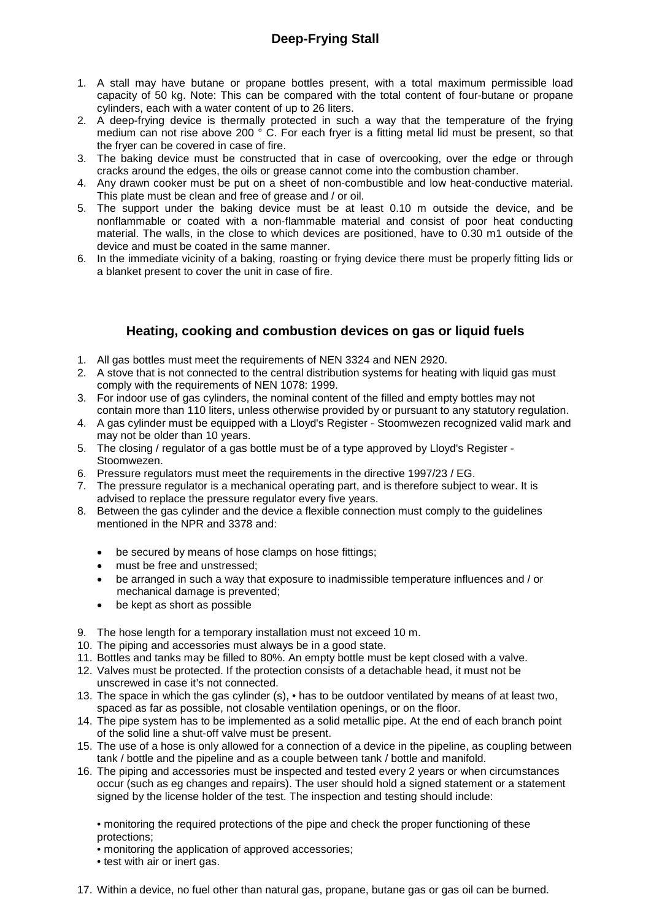## Deep-Frying Stall

1. A stall may have butane or propane bottles present, with a total maximum permissible load capacity of 50 kg. Note: This can be compared with the total content of four-butane or propane cylinders, each with a water content of up to 26 liters.
2. A deep-frying device is thermally protected in such a way that the temperature of the frying medium can not rise above 200 ° C. For each fryer is a fitting metal lid must be present, so that the fryer can be covered in case of fire.
3. The baking device must be constructed that in case of overcooking, over the edge or through cracks around the edges, the oils or grease cannot come into the combustion chamber.
4. Any drawn cooker must be put on a sheet of non-combustible and low heat-conductive material. This plate must be clean and free of grease and / or oil.
5. The support under the baking device must be at least 0.10 m outside the device, and be nonflammable or coated with a non-flammable material and consist of poor heat conducting material. The walls, in the close to which devices are positioned, have to 0.30 m1 outside of the device and must be coated in the same manner.
6. In the immediate vicinity of a baking, roasting or frying device there must be properly fitting lids or a blanket present to cover the unit in case of fire.

## Heating, cooking and combustion devices on gas or liquid fuels

1. All gas bottles must meet the requirements of NEN 3324 and NEN 2920.
2. A stove that is not connected to the central distribution systems for heating with liquid gas must comply with the requirements of NEN 1078: 1999.
3. For indoor use of gas cylinders, the nominal content of the filled and empty bottles may not contain more than 110 liters, unless otherwise provided by or pursuant to any statutory regulation.
4. A gas cylinder must be equipped with a Lloyd's Register - Stoomwezen recognized valid mark and may not be older than 10 years.
5. The closing / regulator of a gas bottle must be of a type approved by Lloyd's Register - Stoomwezen.
6. Pressure regulators must meet the requirements in the directive 1997/23 / EG.
7. The pressure regulator is a mechanical operating part, and is therefore subject to wear. It is advised to replace the pressure regulator every five years.
8. Between the gas cylinder and the device a flexible connection must comply to the guidelines mentioned in the NPR and 3378 and:
   - be secured by means of hose clamps on hose fittings;
   - must be free and unstressed;
   - be arranged in such a way that exposure to inadmissible temperature influences and / or mechanical damage is prevented;
   - be kept as short as possible
9. The hose length for a temporary installation must not exceed 10 m.
10. The piping and accessories must always be in a good state.
11. Bottles and tanks may be filled to 80%. An empty bottle must be kept closed with a valve.
12. Valves must be protected. If the protection consists of a detachable head, it must not be unscrewed in case it's not connected.
13. The space in which the gas cylinder (s), • has to be outdoor ventilated by means of at least two, spaced as far as possible, not closable ventilation openings, or on the floor.
14. The pipe system has to be implemented as a solid metallic pipe. At the end of each branch point of the solid line a shut-off valve must be present.
15. The use of a hose is only allowed for a connection of a device in the pipeline, as coupling between tank / bottle and the pipeline and as a couple between tank / bottle and manifold.
16. The piping and accessories must be inspected and tested every 2 years or when circumstances occur (such as eg changes and repairs). The user should hold a signed statement or a statement signed by the license holder of the test. The inspection and testing should include:

    • monitoring the required protections of the pipe and check the proper functioning of these protections;
    • monitoring the application of approved accessories;
    • test with air or inert gas.

17. Within a device, no fuel other than natural gas, propane, butane gas or gas oil can be burned.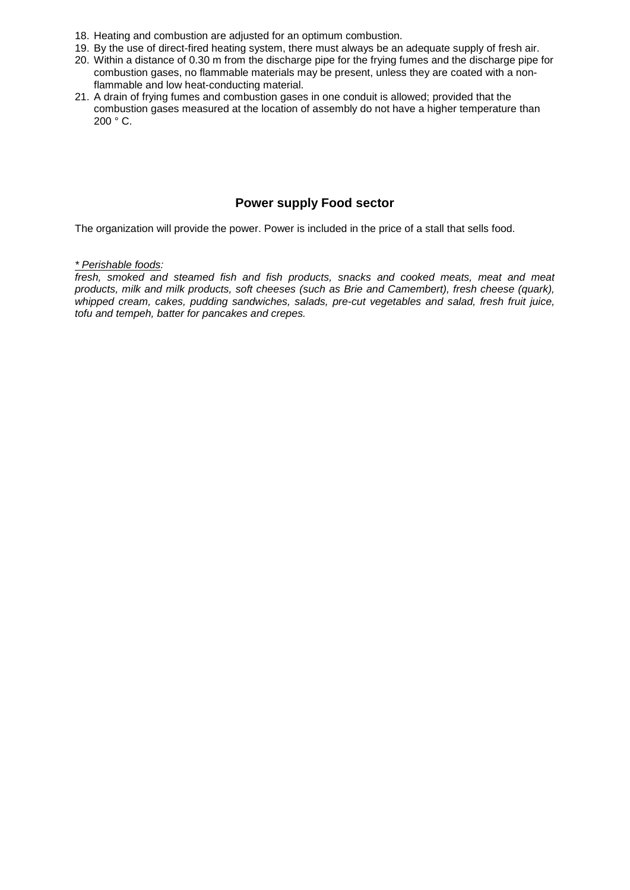18. Heating and combustion are adjusted for an optimum combustion.
19. By the use of direct-fired heating system, there must always be an adequate supply of fresh air.
20. Within a distance of 0.30 m from the discharge pipe for the frying fumes and the discharge pipe for combustion gases, no flammable materials may be present, unless they are coated with a non-flammable and low heat-conducting material.
21. A drain of frying fumes and combustion gases in one conduit is allowed; provided that the combustion gases measured at the location of assembly do not have a higher temperature than 200 ° C.

## Power supply Food sector

The organization will provide the power. Power is included in the price of a stall that sells food.

*\* Perishable foods:*

*fresh, smoked and steamed fish and fish products, snacks and cooked meats, meat and meat products, milk and milk products, soft cheeses (such as Brie and Camembert), fresh cheese (quark), whipped cream, cakes, pudding sandwiches, salads, pre-cut vegetables and salad, fresh fruit juice, tofu and tempeh, batter for pancakes and crepes.*